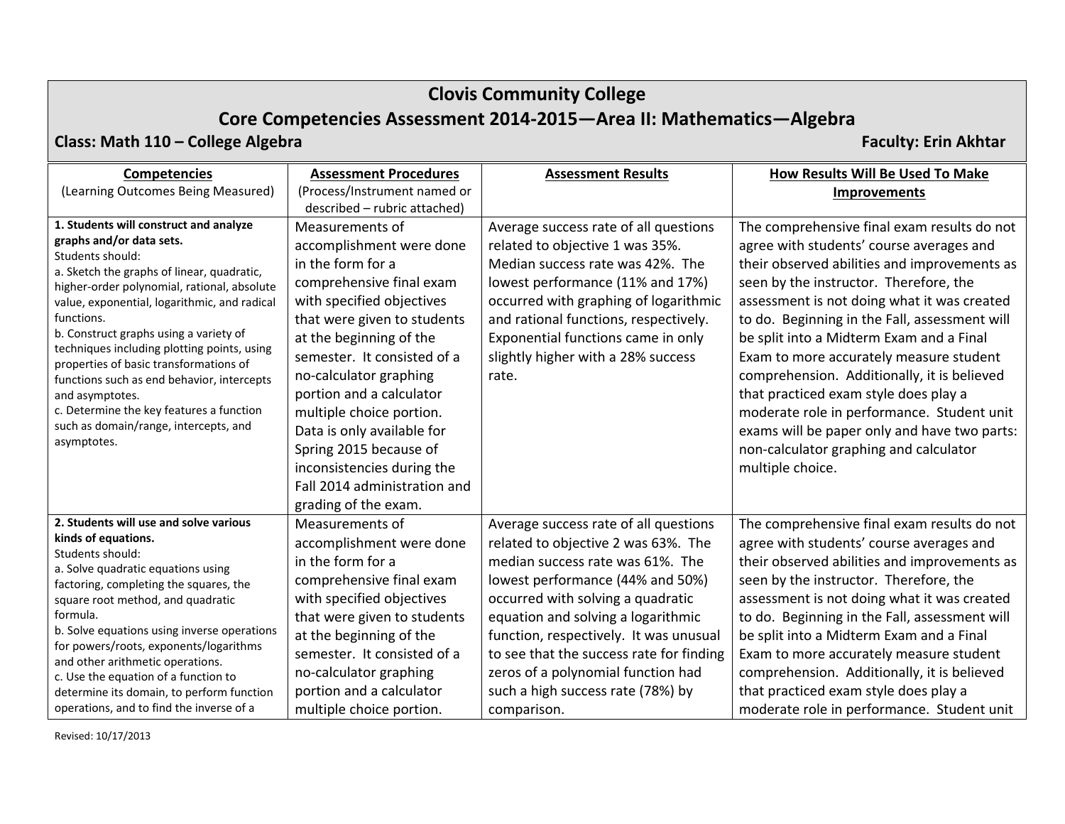# Clovis Community College

## Core Competencies Assessment 2014-2015—Area II: Mathematics—Algebra

**Class: Math 110 – College Algebra** | **Faculty: Erin Akhtar**

| **Competencies** (Learning Outcomes Being Measured) | **Assessment Procedures** (Process/Instrument named or described – rubric attached) | **Assessment Results** | **How Results Will Be Used To Make Improvements** |
|---|---|---|---|
| **1. Students will construct and analyze graphs and/or data sets.** Students should: a. Sketch the graphs of linear, quadratic, higher-order polynomial, rational, absolute value, exponential, logarithmic, and radical functions. b. Construct graphs using a variety of techniques including plotting points, using properties of basic transformations of functions such as end behavior, intercepts and asymptotes. c. Determine the key features a function such as domain/range, intercepts, and asymptotes. | Measurements of accomplishment were done in the form for a comprehensive final exam with specified objectives that were given to students at the beginning of the semester. It consisted of a no-calculator graphing portion and a calculator multiple choice portion. Data is only available for Spring 2015 because of inconsistencies during the Fall 2014 administration and grading of the exam. | Average success rate of all questions related to objective 1 was 35%. Median success rate was 42%. The lowest performance (11% and 17%) occurred with graphing of logarithmic and rational functions, respectively. Exponential functions came in only slightly higher with a 28% success rate. | The comprehensive final exam results do not agree with students' course averages and their observed abilities and improvements as seen by the instructor. Therefore, the assessment is not doing what it was created to do. Beginning in the Fall, assessment will be split into a Midterm Exam and a Final Exam to more accurately measure student comprehension. Additionally, it is believed that practiced exam style does play a moderate role in performance. Student unit exams will be paper only and have two parts: non-calculator graphing and calculator multiple choice. |
| **2. Students will use and solve various kinds of equations.** Students should: a. Solve quadratic equations using factoring, completing the squares, the square root method, and quadratic formula. b. Solve equations using inverse operations for powers/roots, exponents/logarithms and other arithmetic operations. c. Use the equation of a function to determine its domain, to perform function operations, and to find the inverse of a | Measurements of accomplishment were done in the form for a comprehensive final exam with specified objectives that were given to students at the beginning of the semester. It consisted of a no-calculator graphing portion and a calculator multiple choice portion. | Average success rate of all questions related to objective 2 was 63%. The median success rate was 61%. The lowest performance (44% and 50%) occurred with solving a quadratic equation and solving a logarithmic function, respectively. It was unusual to see that the success rate for finding zeros of a polynomial function had such a high success rate (78%) by comparison. | The comprehensive final exam results do not agree with students' course averages and their observed abilities and improvements as seen by the instructor. Therefore, the assessment is not doing what it was created to do. Beginning in the Fall, assessment will be split into a Midterm Exam and a Final Exam to more accurately measure student comprehension. Additionally, it is believed that practiced exam style does play a moderate role in performance. Student unit |

Revised: 10/17/2013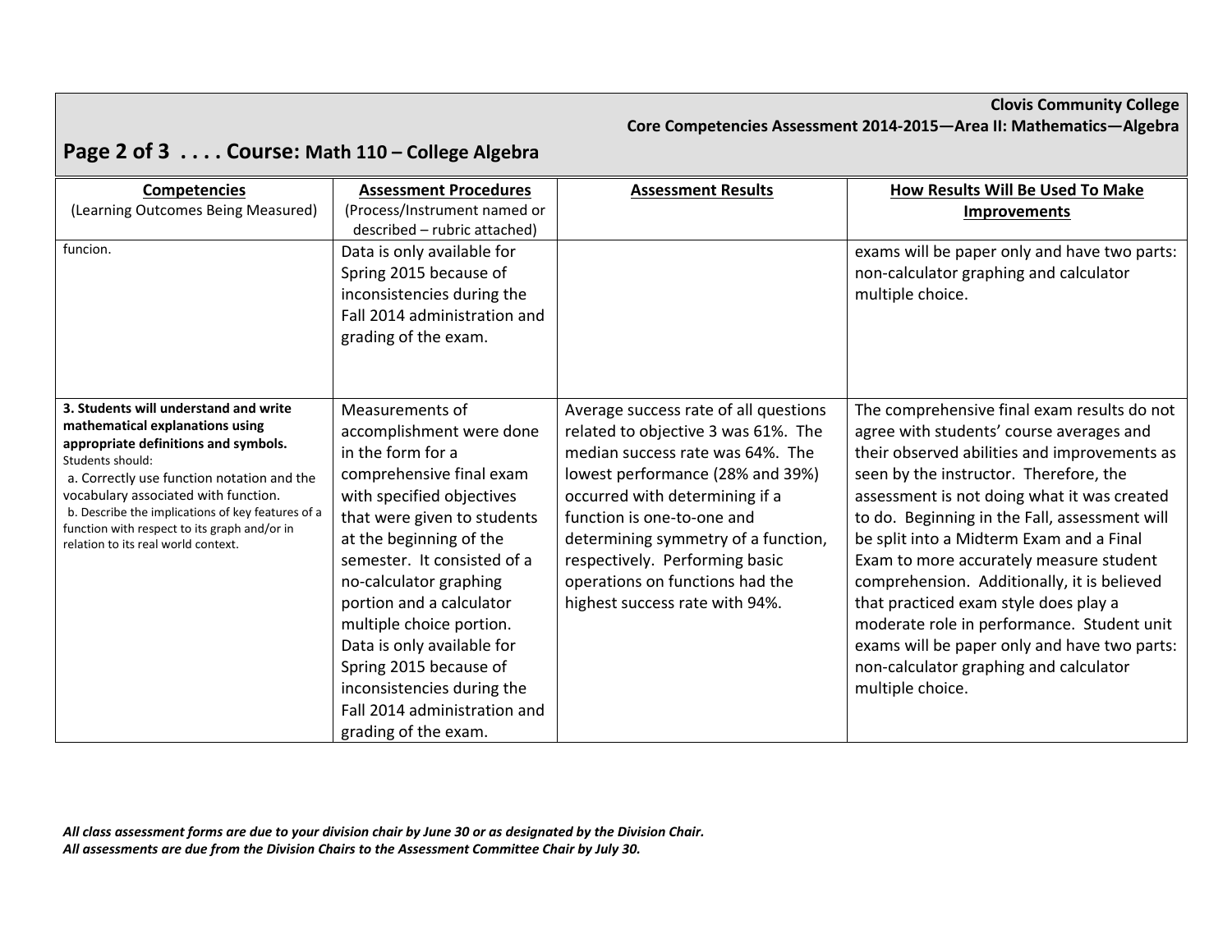**Clovis Community College**
**Core Competencies Assessment 2014-2015—Area II: Mathematics—Algebra**

## Course: Math 110 – College Algebra

| **Competencies** (Learning Outcomes Being Measured) | **Assessment Procedures** (Process/Instrument named or described – rubric attached) | **Assessment Results** | **How Results Will Be Used To Make Improvements** |
|---|---|---|---|
| funcion. | Data is only available for Spring 2015 because of inconsistencies during the Fall 2014 administration and grading of the exam. | | exams will be paper only and have two parts: non-calculator graphing and calculator multiple choice. |
| **3. Students will understand and write mathematical explanations using appropriate definitions and symbols.** Students should: a. Correctly use function notation and the vocabulary associated with function. b. Describe the implications of key features of a function with respect to its graph and/or in relation to its real world context. | Measurements of accomplishment were done in the form for a comprehensive final exam with specified objectives that were given to students at the beginning of the semester. It consisted of a no-calculator graphing portion and a calculator multiple choice portion. Data is only available for Spring 2015 because of inconsistencies during the Fall 2014 administration and grading of the exam. | Average success rate of all questions related to objective 3 was 61%. The median success rate was 64%. The lowest performance (28% and 39%) occurred with determining if a function is one-to-one and determining symmetry of a function, respectively. Performing basic operations on functions had the highest success rate with 94%. | The comprehensive final exam results do not agree with students' course averages and their observed abilities and improvements as seen by the instructor. Therefore, the assessment is not doing what it was created to do. Beginning in the Fall, assessment will be split into a Midterm Exam and a Final Exam to more accurately measure student comprehension. Additionally, it is believed that practiced exam style does play a moderate role in performance. Student unit exams will be paper only and have two parts: non-calculator graphing and calculator multiple choice. |

***All class assessment forms are due to your division chair by June 30 or as designated by the Division Chair.***
***All assessments are due from the Division Chairs to the Assessment Committee Chair by July 30.***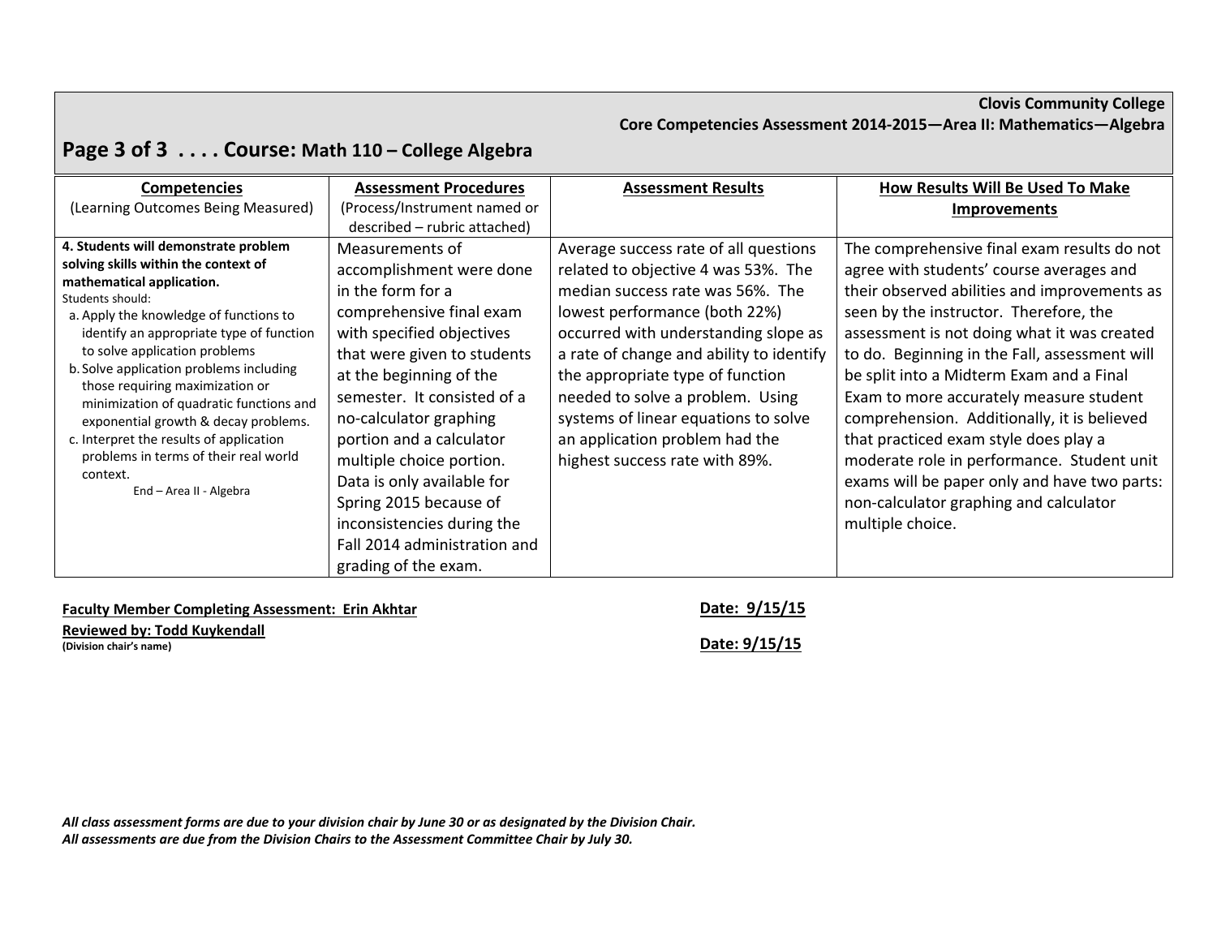**Clovis Community College**
**Core Competencies Assessment 2014-2015—Area II: Mathematics—Algebra**

## Page 3 of 3 . . . . Course: Math 110 – College Algebra

| Competencies (Learning Outcomes Being Measured) | Assessment Procedures (Process/Instrument named or described – rubric attached) | Assessment Results | How Results Will Be Used To Make Improvements |
|---|---|---|---|
| **4. Students will demonstrate problem solving skills within the context of mathematical application.** Students should: a. Apply the knowledge of functions to identify an appropriate type of function to solve application problems b. Solve application problems including those requiring maximization or minimization of quadratic functions and exponential growth & decay problems. c. Interpret the results of application problems in terms of their real world context. End – Area II - Algebra | Measurements of accomplishment were done in the form for a comprehensive final exam with specified objectives that were given to students at the beginning of the semester. It consisted of a no-calculator graphing portion and a calculator multiple choice portion. Data is only available for Spring 2015 because of inconsistencies during the Fall 2014 administration and grading of the exam. | Average success rate of all questions related to objective 4 was 53%. The median success rate was 56%. The lowest performance (both 22%) occurred with understanding slope as a rate of change and ability to identify the appropriate type of function needed to solve a problem. Using systems of linear equations to solve an application problem had the highest success rate with 89%. | The comprehensive final exam results do not agree with students' course averages and their observed abilities and improvements as seen by the instructor. Therefore, the assessment is not doing what it was created to do. Beginning in the Fall, assessment will be split into a Midterm Exam and a Final Exam to more accurately measure student comprehension. Additionally, it is believed that practiced exam style does play a moderate role in performance. Student unit exams will be paper only and have two parts: non-calculator graphing and calculator multiple choice. |

**Faculty Member Completing Assessment: Erin Akhtar** **Date: 9/15/15**

**Reviewed by: Todd Kuykendall**
**(Division chair's name)** **Date: 9/15/15**

***All class assessment forms are due to your division chair by June 30 or as designated by the Division Chair.***
***All assessments are due from the Division Chairs to the Assessment Committee Chair by July 30.***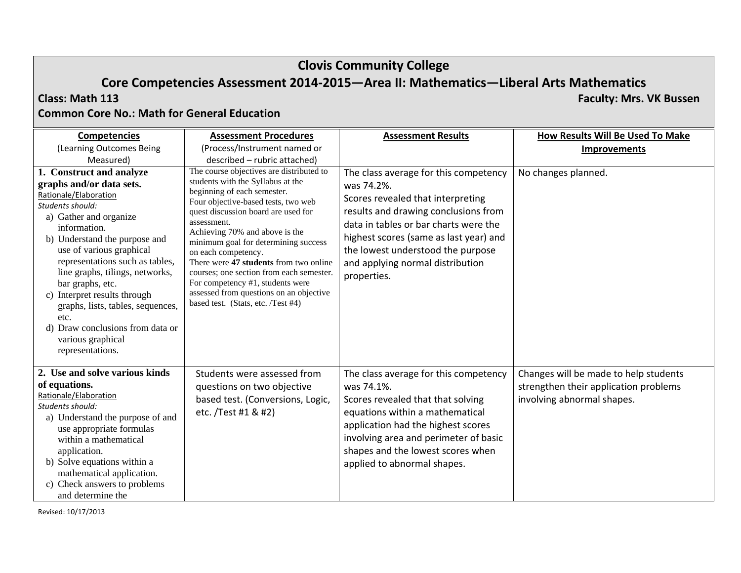# Clovis Community College

## Core Competencies Assessment 2014-2015—Area II: Mathematics—Liberal Arts Mathematics

**Class: Math 113** **Faculty: Mrs. VK Bussen**

**Common Core No.: Math for General Education**

| **Competencies** (Learning Outcomes Being Measured) | **Assessment Procedures** (Process/Instrument named or described – rubric attached) | **Assessment Results** | **How Results Will Be Used To Make Improvements** |
|---|---|---|---|
| **1. Construct and analyze graphs and/or data sets.**<br>Rationale/Elaboration<br>*Students should:*<br>a) Gather and organize information.<br>b) Understand the purpose and use of various graphical representations such as tables, line graphs, tilings, networks, bar graphs, etc.<br>c) Interpret results through graphs, lists, tables, sequences, etc.<br>d) Draw conclusions from data or various graphical representations. | The course objectives are distributed to students with the Syllabus at the beginning of each semester.<br>Four objective-based tests, two web quest discussion board are used for assessment.<br>Achieving 70% and above is the minimum goal for determining success on each competency.<br>There were **47 students** from two online courses; one section from each semester.<br>For competency #1, students were assessed from questions on an objective based test. (Stats, etc. /Test #4) | The class average for this competency was 74.2%.<br>Scores revealed that interpreting results and drawing conclusions from data in tables or bar charts were the highest scores (same as last year) and the lowest understood the purpose and applying normal distribution properties. | No changes planned. |
| **2. Use and solve various kinds of equations.**<br>Rationale/Elaboration<br>*Students should:*<br>a) Understand the purpose of and use appropriate formulas within a mathematical application.<br>b) Solve equations within a mathematical application.<br>c) Check answers to problems and determine the | Students were assessed from questions on two objective based test. (Conversions, Logic, etc. /Test #1 & #2) | The class average for this competency was 74.1%.<br>Scores revealed that that solving equations within a mathematical application had the highest scores involving area and perimeter of basic shapes and the lowest scores when applied to abnormal shapes. | Changes will be made to help students strengthen their application problems involving abnormal shapes. |

Revised: 10/17/2013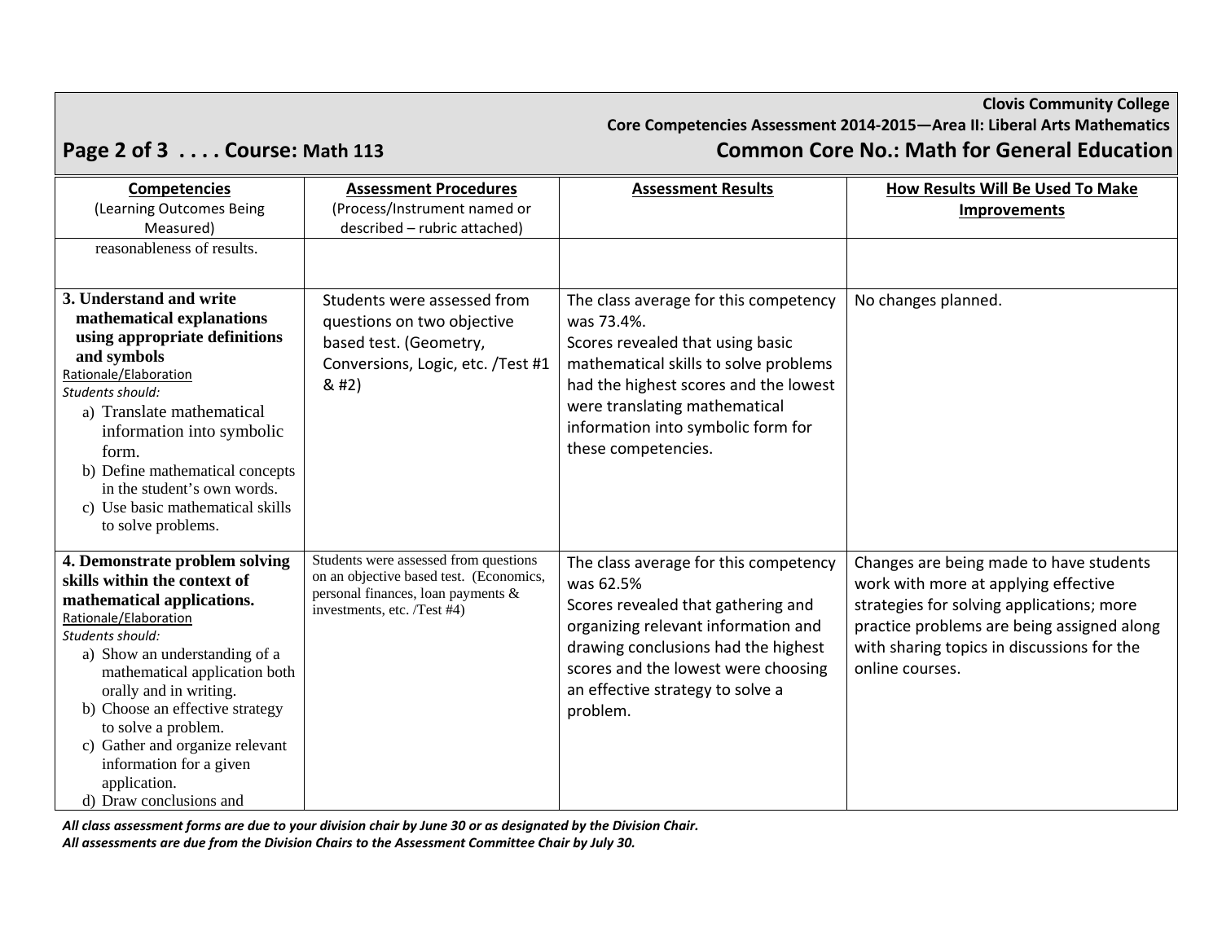| **Competencies** (Learning Outcomes Being Measured) | **Assessment Procedures** (Process/Instrument named or described – rubric attached) | **Assessment Results** | **How Results Will Be Used To Make Improvements** |
|---|---|---|---|
| reasonableness of results. | | | |
| **3. Understand and write mathematical explanations using appropriate definitions and symbols**<br>Rationale/Elaboration<br>*Students should:*<br>a) Translate mathematical information into symbolic form.<br>b) Define mathematical concepts in the student's own words.<br>c) Use basic mathematical skills to solve problems. | Students were assessed from questions on two objective based test. (Geometry, Conversions, Logic, etc. /Test #1 & #2) | The class average for this competency was 73.4%.<br>Scores revealed that using basic mathematical skills to solve problems had the highest scores and the lowest were translating mathematical information into symbolic form for these competencies. | No changes planned. |
| **4. Demonstrate problem solving skills within the context of mathematical applications.**<br>Rationale/Elaboration<br>*Students should:*<br>a) Show an understanding of a mathematical application both orally and in writing.<br>b) Choose an effective strategy to solve a problem.<br>c) Gather and organize relevant information for a given application.<br>d) Draw conclusions and | Students were assessed from questions on an objective based test. (Economics, personal finances, loan payments & investments, etc. /Test #4) | The class average for this competency was 62.5%<br>Scores revealed that gathering and organizing relevant information and drawing conclusions had the highest scores and the lowest were choosing an effective strategy to solve a problem. | Changes are being made to have students work with more at applying effective strategies for solving applications; more practice problems are being assigned along with sharing topics in discussions for the online courses. |

***All class assessment forms are due to your division chair by June 30 or as designated by the Division Chair.***
***All assessments are due from the Division Chairs to the Assessment Committee Chair by July 30.***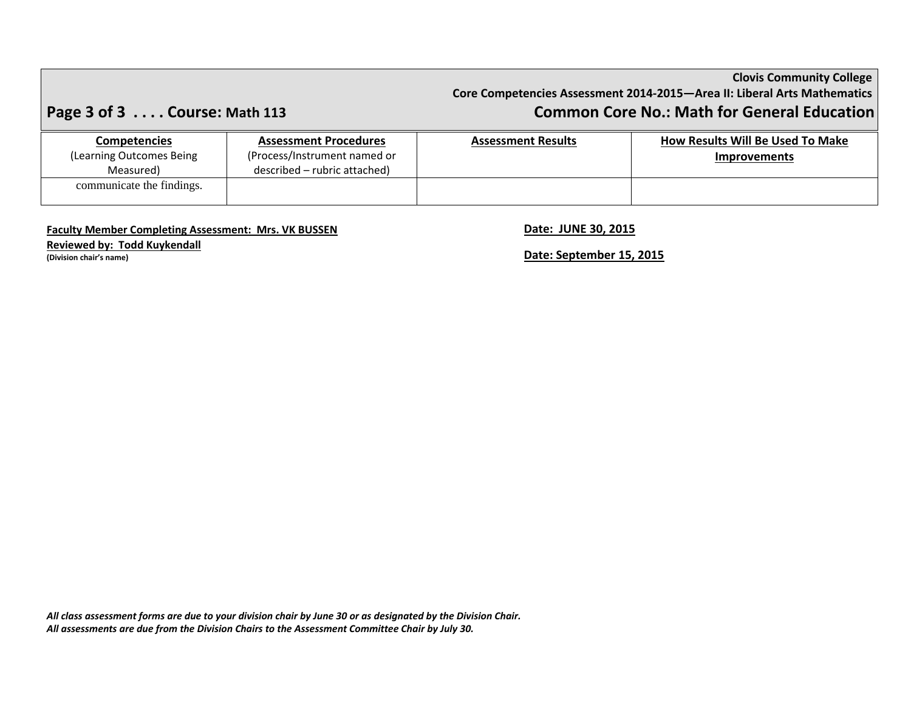**Clovis Community College**
**Core Competencies Assessment 2014-2015—Area II: Liberal Arts Mathematics**

**Page 3 of 3 . . . . Course: Math 113** **Common Core No.: Math for General Education**

| **Competencies** (Learning Outcomes Being Measured) | **Assessment Procedures** (Process/Instrument named or described – rubric attached) | **Assessment Results** | **How Results Will Be Used To Make Improvements** |
|---|---|---|---|
| communicate the findings. | | | |

**Faculty Member Completing Assessment: Mrs. VK BUSSEN** **Date: JUNE 30, 2015**

**Reviewed by: Todd Kuykendall**
**(Division chair's name)** **Date: September 15, 2015**

***All class assessment forms are due to your division chair by June 30 or as designated by the Division Chair.***
***All assessments are due from the Division Chairs to the Assessment Committee Chair by July 30.***